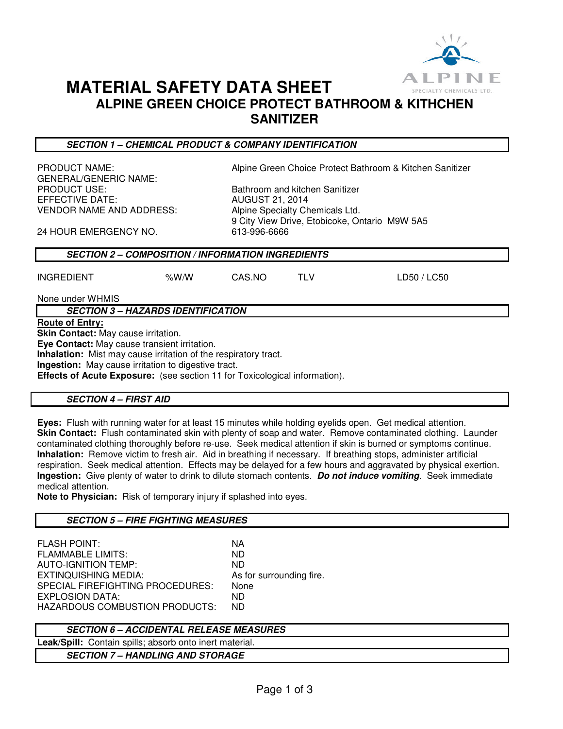# MATERIAL SAFETY DATA SHEET

## ALPINE GREEN CHOICE PROTECT BATHROOM & KITHCHEN SANITIZER

### *SECTION 1 – CHEMICAL PRODUCT & COMPANY IDENTIFICATION*

| | |
|---|---|
| PRODUCT NAME: | Alpine Green Choice Protect Bathroom & Kitchen Sanitizer |
| GENERAL/GENERIC NAME: | |
| PRODUCT USE: | Bathroom and kitchen Sanitizer |
| EFFECTIVE DATE: | AUGUST 21, 2014 |
| VENDOR NAME AND ADDRESS: | Alpine Specialty Chemicals Ltd.<br>9 City View Drive, Etobicoke, Ontario M9W 5A5 |
| 24 HOUR EMERGENCY NO. | 613-996-6666 |

### *SECTION 2 – COMPOSITION / INFORMATION INGREDIENTS*

| INGREDIENT | %W/W | CAS.NO | TLV | LD50 / LC50 |
|---|---|---|---|---|

None under WHMIS

### *SECTION 3 – HAZARDS IDENTIFICATION*

**Route of Entry:**
**Skin Contact:** May cause irritation.
**Eye Contact:** May cause transient irritation.
**Inhalation:** Mist may cause irritation of the respiratory tract.
**Ingestion:** May cause irritation to digestive tract.
**Effects of Acute Exposure:** (see section 11 for Toxicological information).

### *SECTION 4 – FIRST AID*

**Eyes:** Flush with running water for at least 15 minutes while holding eyelids open. Get medical attention.
**Skin Contact:** Flush contaminated skin with plenty of soap and water. Remove contaminated clothing. Launder contaminated clothing thoroughly before re-use. Seek medical attention if skin is burned or symptoms continue.
**Inhalation:** Remove victim to fresh air. Aid in breathing if necessary. If breathing stops, administer artificial respiration. Seek medical attention. Effects may be delayed for a few hours and aggravated by physical exertion.
**Ingestion:** Give plenty of water to drink to dilute stomach contents. ***Do not induce vomiting***. Seek immediate medical attention.
**Note to Physician:** Risk of temporary injury if splashed into eyes.

### *SECTION 5 – FIRE FIGHTING MEASURES*

| | |
|---|---|
| FLASH POINT: | NA |
| FLAMMABLE LIMITS: | ND |
| AUTO-IGNITION TEMP: | ND |
| EXTINQUISHING MEDIA: | As for surrounding fire. |
| SPECIAL FIREFIGHTING PROCEDURES: | None |
| EXPLOSION DATA: | ND |
| HAZARDOUS COMBUSTION PRODUCTS: | ND |

### *SECTION 6 – ACCIDENTAL RELEASE MEASURES*

**Leak/Spill:** Contain spills; absorb onto inert material.

### *SECTION 7 – HANDLING AND STORAGE*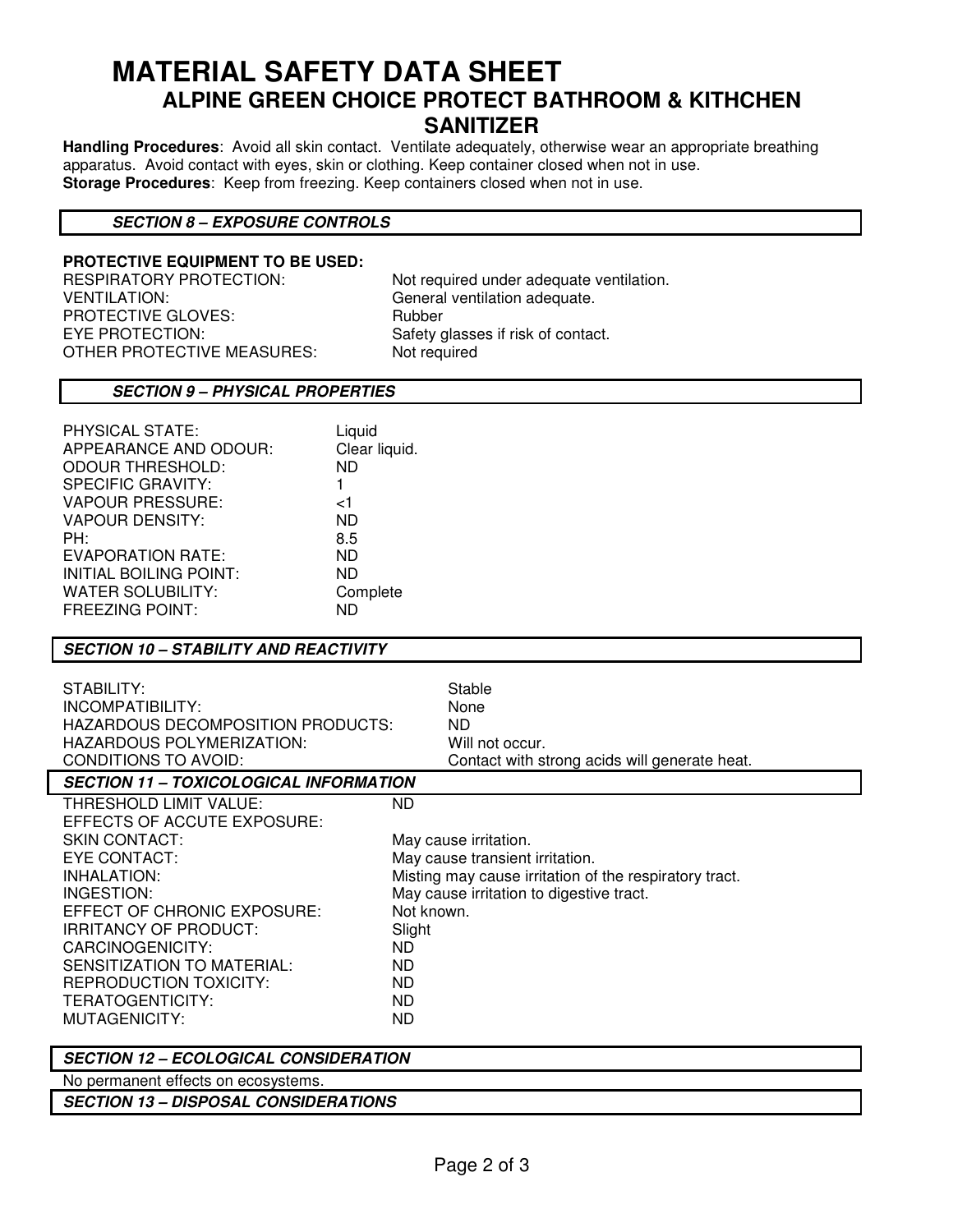# MATERIAL SAFETY DATA SHEET

## ALPINE GREEN CHOICE PROTECT BATHROOM & KITHCHEN SANITIZER

**Handling Procedures**: Avoid all skin contact. Ventilate adequately, otherwise wear an appropriate breathing apparatus. Avoid contact with eyes, skin or clothing. Keep container closed when not in use.
**Storage Procedures**: Keep from freezing. Keep containers closed when not in use.

### *SECTION 8 – EXPOSURE CONTROLS*

**PROTECTIVE EQUIPMENT TO BE USED:**

| | |
|---|---|
| RESPIRATORY PROTECTION: | Not required under adequate ventilation. |
| VENTILATION: | General ventilation adequate. |
| PROTECTIVE GLOVES: | Rubber |
| EYE PROTECTION: | Safety glasses if risk of contact. |
| OTHER PROTECTIVE MEASURES: | Not required |

### *SECTION 9 – PHYSICAL PROPERTIES*

| | |
|---|---|
| PHYSICAL STATE: | Liquid |
| APPEARANCE AND ODOUR: | Clear liquid. |
| ODOUR THRESHOLD: | ND |
| SPECIFIC GRAVITY: | 1 |
| VAPOUR PRESSURE: | <1 |
| VAPOUR DENSITY: | ND |
| PH: | 8.5 |
| EVAPORATION RATE: | ND |
| INITIAL BOILING POINT: | ND |
| WATER SOLUBILITY: | Complete |
| FREEZING POINT: | ND |

### *SECTION 10 – STABILITY AND REACTIVITY*

| | |
|---|---|
| STABILITY: | Stable |
| INCOMPATIBILITY: | None |
| HAZARDOUS DECOMPOSITION PRODUCTS: | ND |
| HAZARDOUS POLYMERIZATION: | Will not occur. |
| CONDITIONS TO AVOID: | Contact with strong acids will generate heat. |

### *SECTION 11 – TOXICOLOGICAL INFORMATION*

| | |
|---|---|
| THRESHOLD LIMIT VALUE: | ND |
| EFFECTS OF ACCUTE EXPOSURE: | |
| SKIN CONTACT: | May cause irritation. |
| EYE CONTACT: | May cause transient irritation. |
| INHALATION: | Misting may cause irritation of the respiratory tract. |
| INGESTION: | May cause irritation to digestive tract. |
| EFFECT OF CHRONIC EXPOSURE: | Not known. |
| IRRITANCY OF PRODUCT: | Slight |
| CARCINOGENICITY: | ND |
| SENSITIZATION TO MATERIAL: | ND |
| REPRODUCTION TOXICITY: | ND |
| TERATOGENTICITY: | ND |
| MUTAGENICITY: | ND |

### *SECTION 12 – ECOLOGICAL CONSIDERATION*

No permanent effects on ecosystems.

### *SECTION 13 – DISPOSAL CONSIDERATIONS*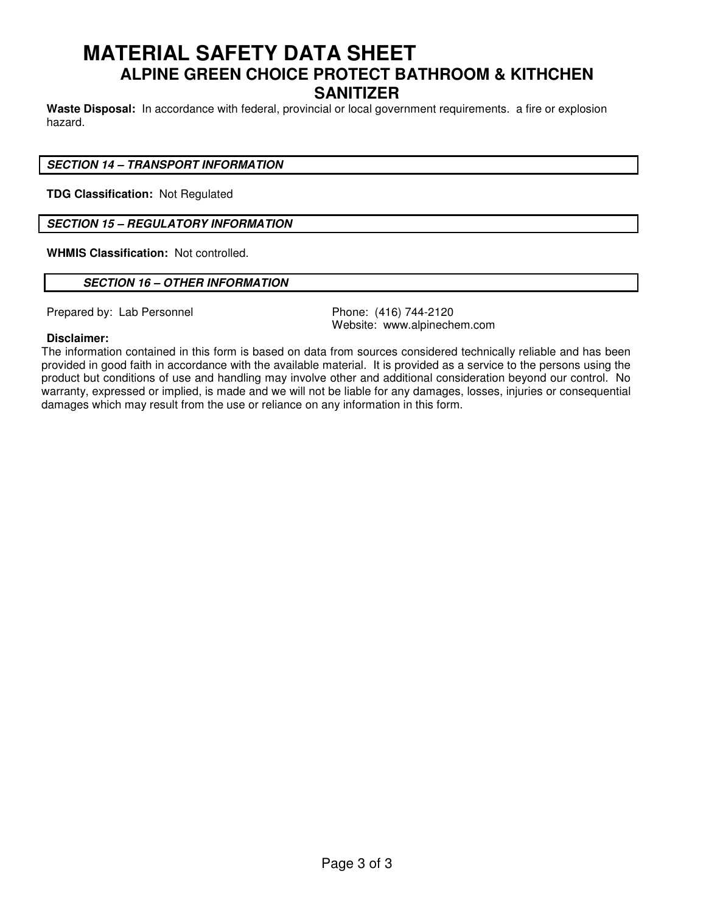**Waste Disposal:** In accordance with federal, provincial or local government requirements. a fire or explosion hazard.

## *SECTION 14 – TRANSPORT INFORMATION*

**TDG Classification:** Not Regulated

## *SECTION 15 – REGULATORY INFORMATION*

**WHMIS Classification:** Not controlled.

## *SECTION 16 – OTHER INFORMATION*

Prepared by: Lab Personnel

Phone: (416) 744-2120
Website: www.alpinechem.com

**Disclaimer:**

The information contained in this form is based on data from sources considered technically reliable and has been provided in good faith in accordance with the available material. It is provided as a service to the persons using the product but conditions of use and handling may involve other and additional consideration beyond our control. No warranty, expressed or implied, is made and we will not be liable for any damages, losses, injuries or consequential damages which may result from the use or reliance on any information in this form.